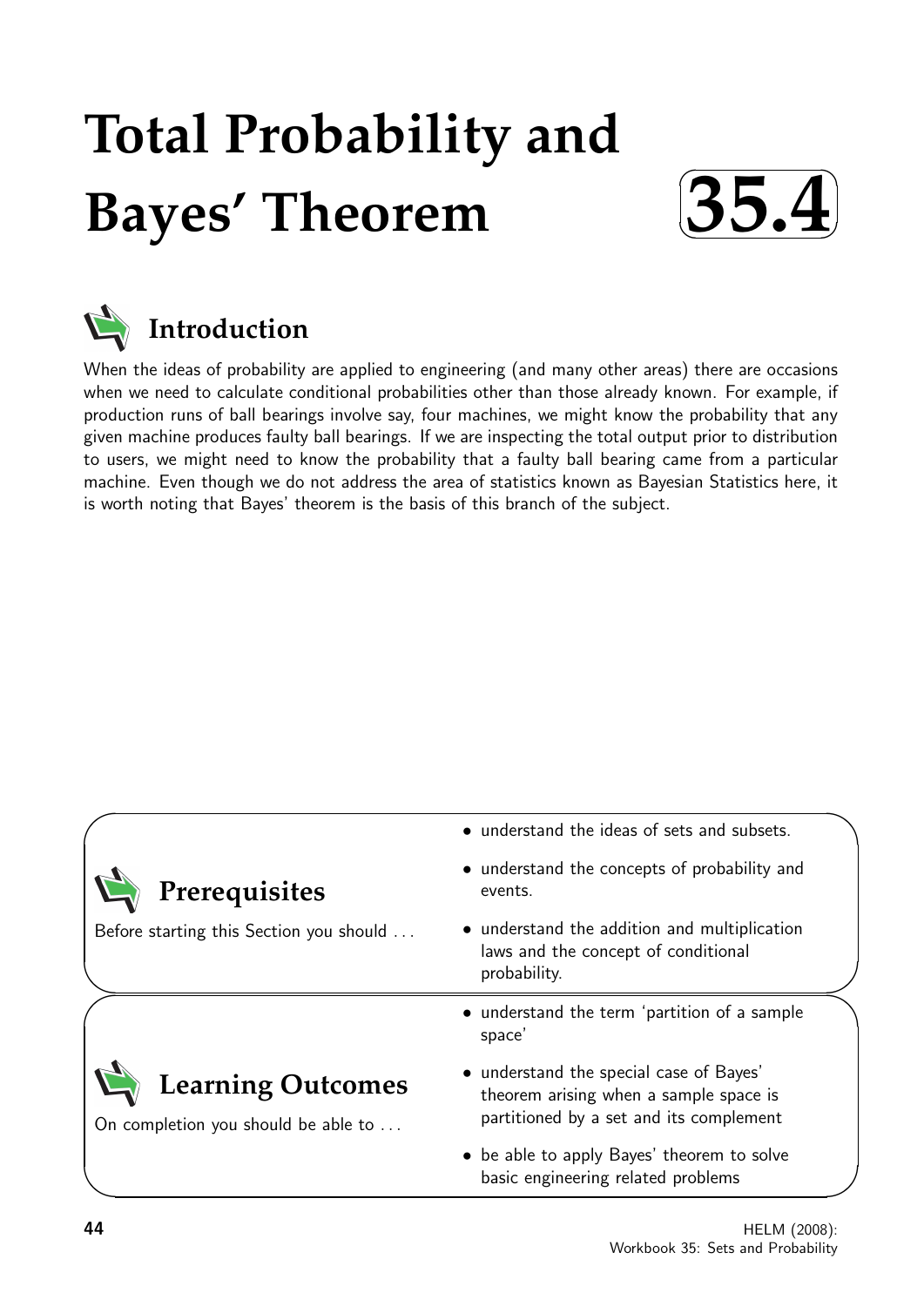# Total Probability and Bayes' Theorem

**35.4**

## Introduction

When the ideas of probability are applied to engineering (and many other areas) there are occasions when we need to calculate conditional probabilities other than those already known. For example, if production runs of ball bearings involve say, four machines, we might know the probability that any given machine produces faulty ball bearings. If we are inspecting the total output prior to distribution to users, we might need to know the probability that a faulty ball bearing came from a particular machine. Even though we do not address the area of statistics known as Bayesian Statistics here, it is worth noting that Bayes' theorem is the basis of this branch of the subject.

## Prerequisites

Before starting this Section you should ...

- understand the ideas of sets and subsets.
- understand the concepts of probability and events.
- understand the addition and multiplication laws and the concept of conditional probability.

## Learning Outcomes

On completion you should be able to ...

- understand the term 'partition of a sample space'
- understand the special case of Bayes' theorem arising when a sample space is partitioned by a set and its complement
- be able to apply Bayes' theorem to solve basic engineering related problems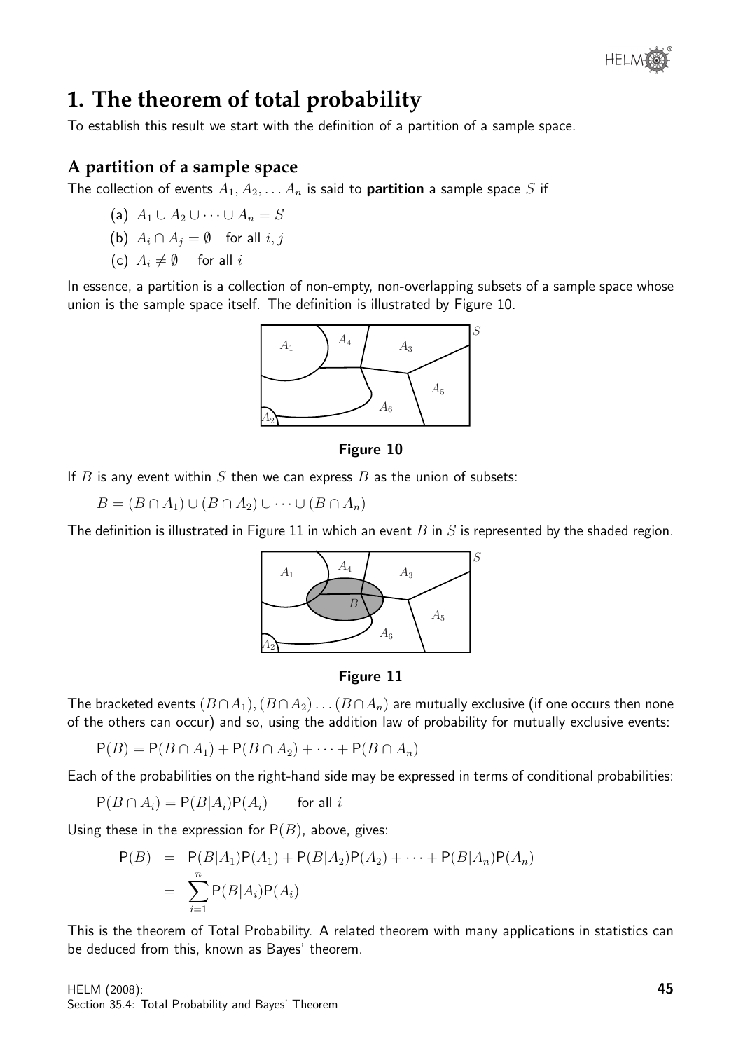# 1. The theorem of total probability

To establish this result we start with the definition of a partition of a sample space.

## A partition of a sample space

The collection of events $A_1, A_2, \ldots A_n$ is said to **partition** a sample space $S$ if

(a) $A_1 \cup A_2 \cup \cdots \cup A_n = S$

(b) $A_i \cap A_j = \emptyset$ for all $i, j$

(c) $A_i \neq \emptyset$ for all $i$

In essence, a partition is a collection of non-empty, non-overlapping subsets of a sample space whose union is the sample space itself. The definition is illustrated by Figure 10.

**Figure 10**

If $B$ is any event within $S$ then we can express $B$ as the union of subsets:

$$B = (B \cap A_1) \cup (B \cap A_2) \cup \cdots \cup (B \cap A_n)$$

The definition is illustrated in Figure 11 in which an event $B$ in $S$ is represented by the shaded region.

**Figure 11**

The bracketed events $(B \cap A_1), (B \cap A_2) \ldots (B \cap A_n)$ are mutually exclusive (if one occurs then none of the others can occur) and so, using the addition law of probability for mutually exclusive events:

$$\mathsf{P}(B) = \mathsf{P}(B \cap A_1) + \mathsf{P}(B \cap A_2) + \cdots + \mathsf{P}(B \cap A_n)$$

Each of the probabilities on the right-hand side may be expressed in terms of conditional probabilities:

$$\mathsf{P}(B \cap A_i) = \mathsf{P}(B|A_i)\mathsf{P}(A_i) \qquad \text{for all } i$$

Using these in the expression for $\mathsf{P}(B)$, above, gives:

$$\begin{aligned} \mathsf{P}(B) &= \mathsf{P}(B|A_1)\mathsf{P}(A_1) + \mathsf{P}(B|A_2)\mathsf{P}(A_2) + \cdots + \mathsf{P}(B|A_n)\mathsf{P}(A_n) \\ &= \sum_{i=1}^{n} \mathsf{P}(B|A_i)\mathsf{P}(A_i) \end{aligned}$$

This is the theorem of Total Probability. A related theorem with many applications in statistics can be deduced from this, known as Bayes' theorem.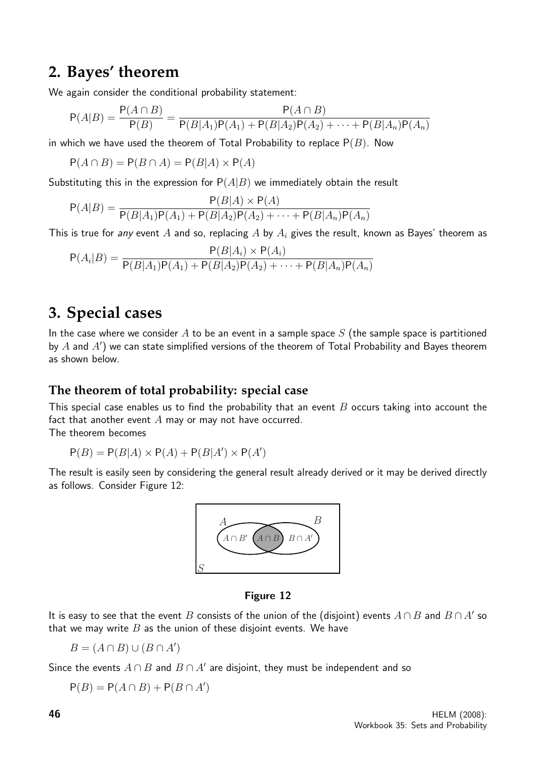## 2. Bayes' theorem

We again consider the conditional probability statement:

$$P(A|B) = \frac{P(A \cap B)}{P(B)} = \frac{P(A \cap B)}{P(B|A_1)P(A_1) + P(B|A_2)P(A_2) + \cdots + P(B|A_n)P(A_n)}$$

in which we have used the theorem of Total Probability to replace $P(B)$. Now

$$P(A \cap B) = P(B \cap A) = P(B|A) \times P(A)$$

Substituting this in the expression for $P(A|B)$ we immediately obtain the result

$$P(A|B) = \frac{P(B|A) \times P(A)}{P(B|A_1)P(A_1) + P(B|A_2)P(A_2) + \cdots + P(B|A_n)P(A_n)}$$

This is true for *any* event $A$ and so, replacing $A$ by $A_i$ gives the result, known as Bayes' theorem as

$$P(A_i|B) = \frac{P(B|A_i) \times P(A_i)}{P(B|A_1)P(A_1) + P(B|A_2)P(A_2) + \cdots + P(B|A_n)P(A_n)}$$

## 3. Special cases

In the case where we consider $A$ to be an event in a sample space $S$ (the sample space is partitioned by $A$ and $A'$) we can state simplified versions of the theorem of Total Probability and Bayes theorem as shown below.

### The theorem of total probability: special case

This special case enables us to find the probability that an event $B$ occurs taking into account the fact that another event $A$ may or may not have occurred.
The theorem becomes

$$P(B) = P(B|A) \times P(A) + P(B|A') \times P(A')$$

The result is easily seen by considering the general result already derived or it may be derived directly as follows. Consider Figure 12:

**Figure 12**

It is easy to see that the event $B$ consists of the union of the (disjoint) events $A \cap B$ and $B \cap A'$ so that we may write $B$ as the union of these disjoint events. We have

$$B = (A \cap B) \cup (B \cap A')$$

Since the events $A \cap B$ and $B \cap A'$ are disjoint, they must be independent and so

$$P(B) = P(A \cap B) + P(B \cap A')$$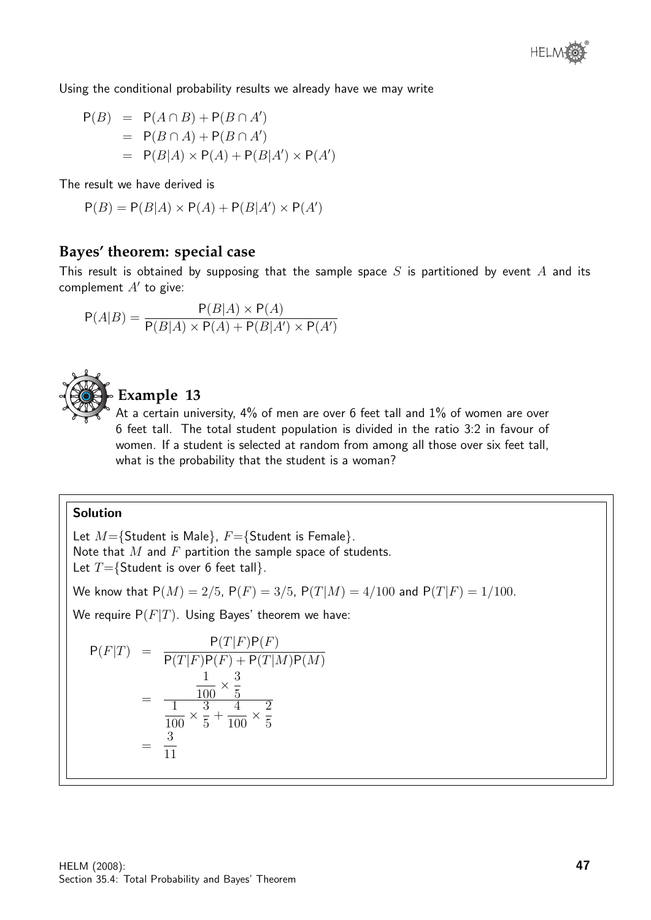Using the conditional probability results we already have we may write

$$
\begin{aligned}
\mathsf{P}(B) &= \mathsf{P}(A \cap B) + \mathsf{P}(B \cap A') \\
&= \mathsf{P}(B \cap A) + \mathsf{P}(B \cap A') \\
&= \mathsf{P}(B|A) \times \mathsf{P}(A) + \mathsf{P}(B|A') \times \mathsf{P}(A')
\end{aligned}
$$

The result we have derived is

$$\mathsf{P}(B) = \mathsf{P}(B|A) \times \mathsf{P}(A) + \mathsf{P}(B|A') \times \mathsf{P}(A')$$

## Bayes' theorem: special case

This result is obtained by supposing that the sample space $S$ is partitioned by event $A$ and its complement $A'$ to give:

$$\mathsf{P}(A|B) = \frac{\mathsf{P}(B|A) \times \mathsf{P}(A)}{\mathsf{P}(B|A) \times \mathsf{P}(A) + \mathsf{P}(B|A') \times \mathsf{P}(A')}$$

### Example 13

At a certain university, 4% of men are over 6 feet tall and 1% of women are over 6 feet tall. The total student population is divided in the ratio 3:2 in favour of women. If a student is selected at random from among all those over six feet tall, what is the probability that the student is a woman?

**Solution**

Let $M$={Student is Male}, $F$={Student is Female}.
Note that $M$ and $F$ partition the sample space of students.
Let $T$={Student is over 6 feet tall}.

We know that $\mathsf{P}(M) = 2/5$, $\mathsf{P}(F) = 3/5$, $\mathsf{P}(T|M) = 4/100$ and $\mathsf{P}(T|F) = 1/100$.

We require $\mathsf{P}(F|T)$. Using Bayes' theorem we have:

$$
\begin{aligned}
\mathsf{P}(F|T) &= \frac{\mathsf{P}(T|F)\mathsf{P}(F)}{\mathsf{P}(T|F)\mathsf{P}(F) + \mathsf{P}(T|M)\mathsf{P}(M)} \\
&= \frac{\dfrac{1}{100} \times \dfrac{3}{5}}{\dfrac{1}{100} \times \dfrac{3}{5} + \dfrac{4}{100} \times \dfrac{2}{5}} \\
&= \frac{3}{11}
\end{aligned}
$$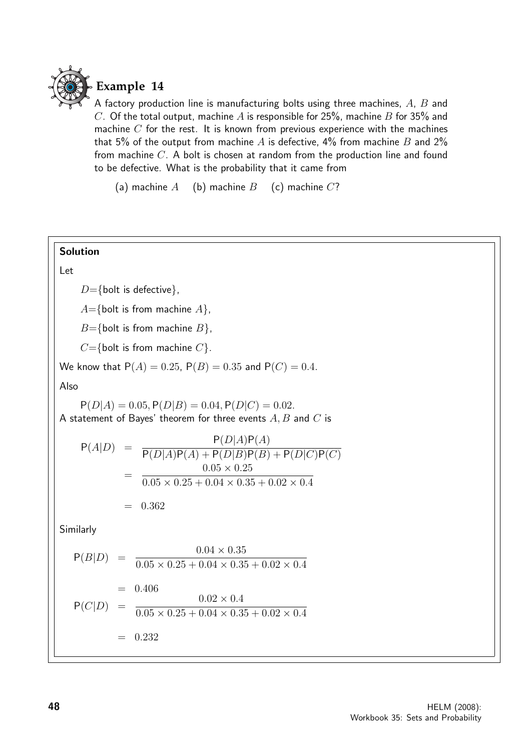## Example 14

A factory production line is manufacturing bolts using three machines, $A$, $B$ and $C$. Of the total output, machine $A$ is responsible for 25%, machine $B$ for 35% and machine $C$ for the rest. It is known from previous experience with the machines that 5% of the output from machine $A$ is defective, 4% from machine $B$ and 2% from machine $C$. A bolt is chosen at random from the production line and found to be defective. What is the probability that it came from

(a) machine $A$ (b) machine $B$ (c) machine $C$?

**Solution**

Let

$D$={bolt is defective},

$A$={bolt is from machine $A$},

$B$={bolt is from machine $B$},

$C$={bolt is from machine $C$}.

We know that $\mathsf{P}(A) = 0.25$, $\mathsf{P}(B) = 0.35$ and $\mathsf{P}(C) = 0.4$.

Also

$\mathsf{P}(D|A) = 0.05, \mathsf{P}(D|B) = 0.04, \mathsf{P}(D|C) = 0.02.$

A statement of Bayes' theorem for three events $A, B$ and $C$ is

$$\begin{aligned}
\mathsf{P}(A|D) &= \frac{\mathsf{P}(D|A)\mathsf{P}(A)}{\mathsf{P}(D|A)\mathsf{P}(A) + \mathsf{P}(D|B)\mathsf{P}(B) + \mathsf{P}(D|C)\mathsf{P}(C)} \\
&= \frac{0.05 \times 0.25}{0.05 \times 0.25 + 0.04 \times 0.35 + 0.02 \times 0.4} \\
&= 0.362
\end{aligned}$$

Similarly

$$\begin{aligned}
\mathsf{P}(B|D) &= \frac{0.04 \times 0.35}{0.05 \times 0.25 + 0.04 \times 0.35 + 0.02 \times 0.4} \\
&= 0.406 \\
\mathsf{P}(C|D) &= \frac{0.02 \times 0.4}{0.05 \times 0.25 + 0.04 \times 0.35 + 0.02 \times 0.4} \\
&= 0.232
\end{aligned}$$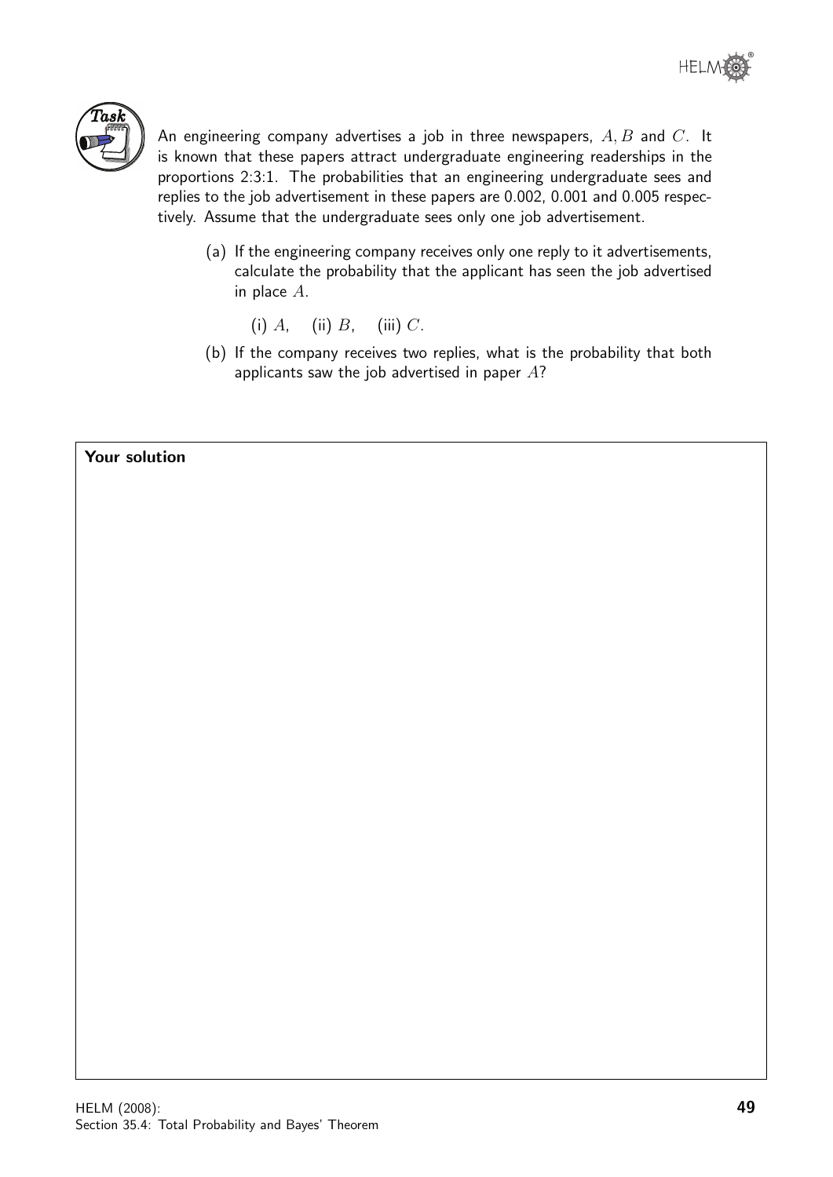**Task**

An engineering company advertises a job in three newspapers, $A, B$ and $C$. It is known that these papers attract undergraduate engineering readerships in the proportions 2:3:1. The probabilities that an engineering undergraduate sees and replies to the job advertisement in these papers are 0.002, 0.001 and 0.005 respectively. Assume that the undergraduate sees only one job advertisement.

(a) If the engineering company receives only one reply to it advertisements, calculate the probability that the applicant has seen the job advertised in place $A$.

(i) $A$, (ii) $B$, (iii) $C$.

(b) If the company receives two replies, what is the probability that both applicants saw the job advertised in paper $A$?

**Your solution**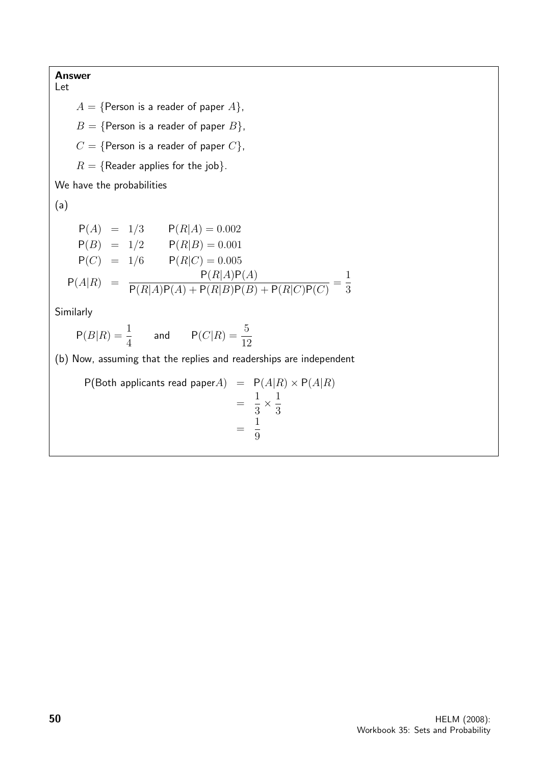**Answer**

Let

$A = \{\text{Person is a reader of paper } A\}$,

$B = \{\text{Person is a reader of paper } B\}$,

$C = \{\text{Person is a reader of paper } C\}$,

$R = \{\text{Reader applies for the job}\}$.

We have the probabilities

(a)

$$
\begin{aligned}
\mathsf{P}(A) &= 1/3 \qquad \mathsf{P}(R|A) = 0.002 \\
\mathsf{P}(B) &= 1/2 \qquad \mathsf{P}(R|B) = 0.001 \\
\mathsf{P}(C) &= 1/6 \qquad \mathsf{P}(R|C) = 0.005 \\
\mathsf{P}(A|R) &= \frac{\mathsf{P}(R|A)\mathsf{P}(A)}{\mathsf{P}(R|A)\mathsf{P}(A) + \mathsf{P}(R|B)\mathsf{P}(B) + \mathsf{P}(R|C)\mathsf{P}(C)} = \frac{1}{3}
\end{aligned}
$$

Similarly

$$\mathsf{P}(B|R) = \frac{1}{4} \qquad \text{and} \qquad \mathsf{P}(C|R) = \frac{5}{12}$$

(b) Now, assuming that the replies and readerships are independent

$$
\begin{aligned}
\mathsf{P}(\text{Both applicants read paper} A) &= \mathsf{P}(A|R) \times \mathsf{P}(A|R) \\
&= \frac{1}{3} \times \frac{1}{3} \\
&= \frac{1}{9}
\end{aligned}
$$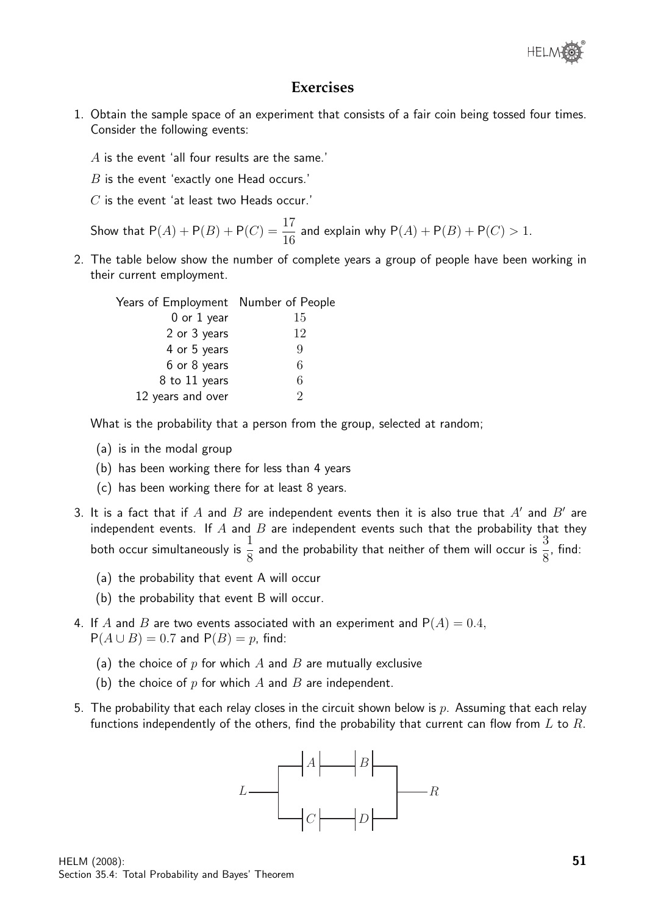## Exercises

1. Obtain the sample space of an experiment that consists of a fair coin being tossed four times. Consider the following events:

   $A$ is the event 'all four results are the same.'

   $B$ is the event 'exactly one Head occurs.'

   $C$ is the event 'at least two Heads occur.'

   Show that $\mathsf{P}(A) + \mathsf{P}(B) + \mathsf{P}(C) = \dfrac{17}{16}$ and explain why $\mathsf{P}(A) + \mathsf{P}(B) + \mathsf{P}(C) > 1$.

2. The table below show the number of complete years a group of people have been working in their current employment.

| Years of Employment | Number of People |
|---|---|
| 0 or 1 year | 15 |
| 2 or 3 years | 12 |
| 4 or 5 years | 9 |
| 6 or 8 years | 6 |
| 8 to 11 years | 6 |
| 12 years and over | 2 |

   What is the probability that a person from the group, selected at random;

   (a) is in the modal group

   (b) has been working there for less than 4 years

   (c) has been working there for at least 8 years.

3. It is a fact that if $A$ and $B$ are independent events then it is also true that $A'$ and $B'$ are independent events. If $A$ and $B$ are independent events such that the probability that they both occur simultaneously is $\dfrac{1}{8}$ and the probability that neither of them will occur is $\dfrac{3}{8}$, find:

   (a) the probability that event A will occur

   (b) the probability that event B will occur.

4. If $A$ and $B$ are two events associated with an experiment and $\mathsf{P}(A) = 0.4$, $\mathsf{P}(A \cup B) = 0.7$ and $\mathsf{P}(B) = p$, find:

   (a) the choice of $p$ for which $A$ and $B$ are mutually exclusive

   (b) the choice of $p$ for which $A$ and $B$ are independent.

5. The probability that each relay closes in the circuit shown below is $p$. Assuming that each relay functions independently of the others, find the probability that current can flow from $L$ to $R$.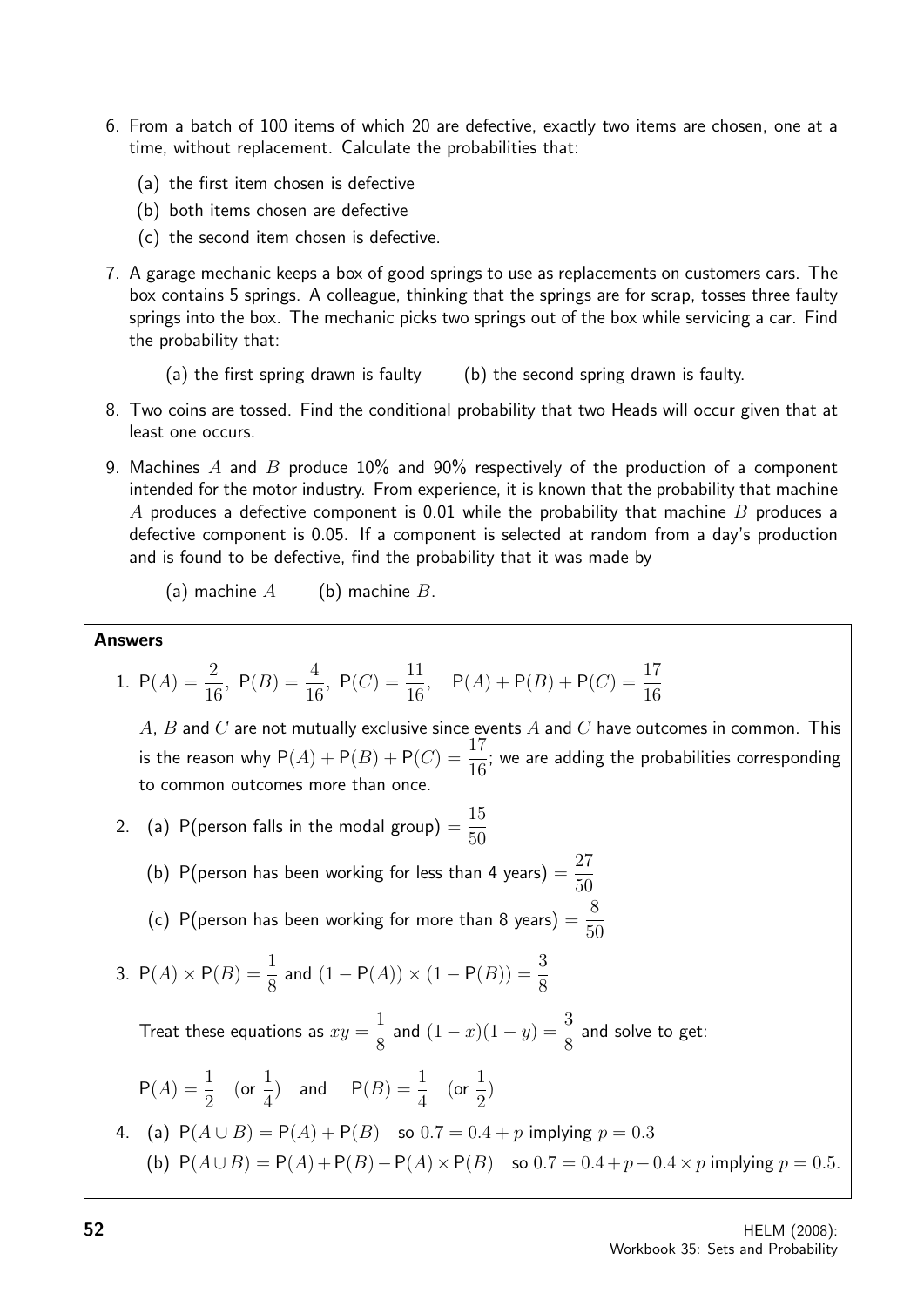6. From a batch of 100 items of which 20 are defective, exactly two items are chosen, one at a time, without replacement. Calculate the probabilities that:

   (a) the first item chosen is defective

   (b) both items chosen are defective

   (c) the second item chosen is defective.

7. A garage mechanic keeps a box of good springs to use as replacements on customers cars. The box contains 5 springs. A colleague, thinking that the springs are for scrap, tosses three faulty springs into the box. The mechanic picks two springs out of the box while servicing a car. Find the probability that:

   (a) the first spring drawn is faulty (b) the second spring drawn is faulty.

8. Two coins are tossed. Find the conditional probability that two Heads will occur given that at least one occurs.

9. Machines $A$ and $B$ produce 10% and 90% respectively of the production of a component intended for the motor industry. From experience, it is known that the probability that machine $A$ produces a defective component is 0.01 while the probability that machine $B$ produces a defective component is 0.05. If a component is selected at random from a day's production and is found to be defective, find the probability that it was made by

   (a) machine $A$ (b) machine $B$.

**Answers**

1. $\mathsf{P}(A) = \dfrac{2}{16},\ \mathsf{P}(B) = \dfrac{4}{16},\ \mathsf{P}(C) = \dfrac{11}{16}, \quad \mathsf{P}(A) + \mathsf{P}(B) + \mathsf{P}(C) = \dfrac{17}{16}$

   $A$, $B$ and $C$ are not mutually exclusive since events $A$ and $C$ have outcomes in common. This is the reason why $\mathsf{P}(A) + \mathsf{P}(B) + \mathsf{P}(C) = \dfrac{17}{16}$; we are adding the probabilities corresponding to common outcomes more than once.

2. (a) $\mathsf{P}(\text{person falls in the modal group}) = \dfrac{15}{50}$

   (b) $\mathsf{P}(\text{person has been working for less than 4 years}) = \dfrac{27}{50}$

   (c) $\mathsf{P}(\text{person has been working for more than 8 years}) = \dfrac{8}{50}$

3. $\mathsf{P}(A) \times \mathsf{P}(B) = \dfrac{1}{8}$ and $(1 - \mathsf{P}(A)) \times (1 - \mathsf{P}(B)) = \dfrac{3}{8}$

   Treat these equations as $xy = \dfrac{1}{8}$ and $(1-x)(1-y) = \dfrac{3}{8}$ and solve to get:

   $\mathsf{P}(A) = \dfrac{1}{2} \quad (\text{or } \dfrac{1}{4}) \quad \text{and} \quad \mathsf{P}(B) = \dfrac{1}{4} \quad (\text{or } \dfrac{1}{2})$

4. (a) $\mathsf{P}(A \cup B) = \mathsf{P}(A) + \mathsf{P}(B)$ so $0.7 = 0.4 + p$ implying $p = 0.3$

   (b) $\mathsf{P}(A \cup B) = \mathsf{P}(A) + \mathsf{P}(B) - \mathsf{P}(A) \times \mathsf{P}(B)$ so $0.7 = 0.4 + p - 0.4 \times p$ implying $p = 0.5$.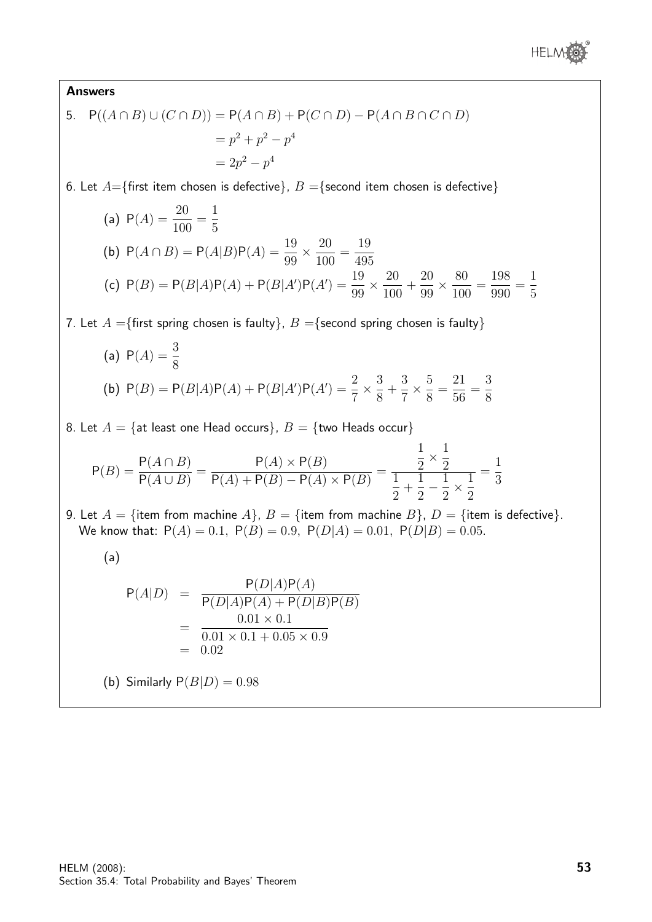**Answers**

5. 

$$\begin{aligned}\mathsf{P}((A \cap B) \cup (C \cap D)) &= \mathsf{P}(A \cap B) + \mathsf{P}(C \cap D) - \mathsf{P}(A \cap B \cap C \cap D) \\ &= p^2 + p^2 - p^4 \\ &= 2p^2 - p^4\end{aligned}$$

6. Let $A$={first item chosen is defective}, $B$ ={second item chosen is defective}

(a) $\mathsf{P}(A) = \dfrac{20}{100} = \dfrac{1}{5}$

(b) $\mathsf{P}(A \cap B) = \mathsf{P}(A|B)\mathsf{P}(A) = \dfrac{19}{99} \times \dfrac{20}{100} = \dfrac{19}{495}$

(c) $\mathsf{P}(B) = \mathsf{P}(B|A)\mathsf{P}(A) + \mathsf{P}(B|A')\mathsf{P}(A') = \dfrac{19}{99} \times \dfrac{20}{100} + \dfrac{20}{99} \times \dfrac{80}{100} = \dfrac{198}{990} = \dfrac{1}{5}$

7. Let $A$ ={first spring chosen is faulty}, $B$ ={second spring chosen is faulty}

(a) $\mathsf{P}(A) = \dfrac{3}{8}$

(b) $\mathsf{P}(B) = \mathsf{P}(B|A)\mathsf{P}(A) + \mathsf{P}(B|A')\mathsf{P}(A') = \dfrac{2}{7} \times \dfrac{3}{8} + \dfrac{3}{7} \times \dfrac{5}{8} = \dfrac{21}{56} = \dfrac{3}{8}$

8. Let $A$ = {at least one Head occurs}, $B$ = {two Heads occur}

$$\mathsf{P}(B) = \frac{\mathsf{P}(A \cap B)}{\mathsf{P}(A \cup B)} = \frac{\mathsf{P}(A) \times \mathsf{P}(B)}{\mathsf{P}(A) + \mathsf{P}(B) - \mathsf{P}(A) \times \mathsf{P}(B)} = \frac{\dfrac{1}{2} \times \dfrac{1}{2}}{\dfrac{1}{2} + \dfrac{1}{2} - \dfrac{1}{2} \times \dfrac{1}{2}} = \frac{1}{3}$$

9. Let $A$ = {item from machine $A$}, $B$ = {item from machine $B$}, $D$ = {item is defective}. We know that: $\mathsf{P}(A) = 0.1,\ \mathsf{P}(B) = 0.9,\ \mathsf{P}(D|A) = 0.01,\ \mathsf{P}(D|B) = 0.05.$

(a)

$$\begin{aligned}\mathsf{P}(A|D) &= \frac{\mathsf{P}(D|A)\mathsf{P}(A)}{\mathsf{P}(D|A)\mathsf{P}(A) + \mathsf{P}(D|B)\mathsf{P}(B)} \\ &= \frac{0.01 \times 0.1}{0.01 \times 0.1 + 0.05 \times 0.9} \\ &= 0.02\end{aligned}$$

(b) Similarly $\mathsf{P}(B|D) = 0.98$